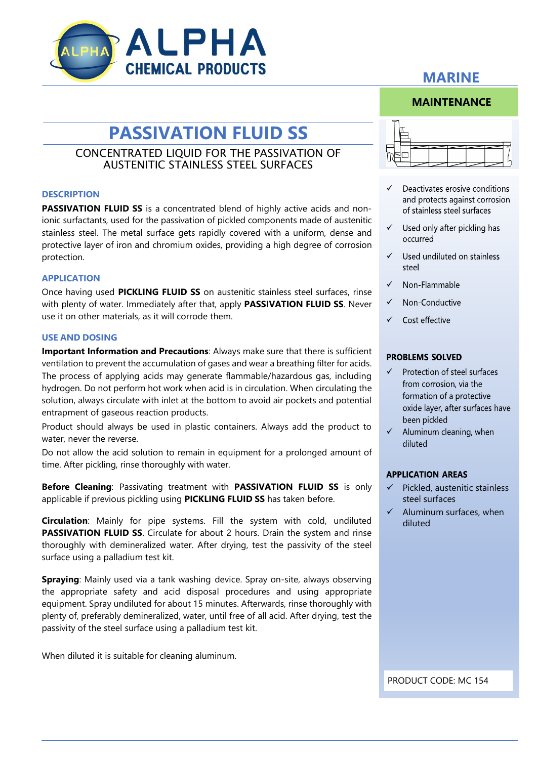ALPHA CHEMICAL PRODUCTS

MARINE

MAINTENANCE

# PASSIVATION FLUID SS

CONCENTRATED LIQUID FOR THE PASSIVATION OF AUSTENITIC STAINLESS STEEL SURFACES

## DESCRIPTION

**PASSIVATION FLUID SS** is a concentrated blend of highly active acids and non-ionic surfactants, used for the passivation of pickled components made of austenitic stainless steel. The metal surface gets rapidly covered with a uniform, dense and protective layer of iron and chromium oxides, providing a high degree of corrosion protection.

## APPLICATION

Once having used **PICKLING FLUID SS** on austenitic stainless steel surfaces, rinse with plenty of water. Immediately after that, apply **PASSIVATION FLUID SS**. Never use it on other materials, as it will corrode them.

## USE AND DOSING

**Important Information and Precautions**: Always make sure that there is sufficient ventilation to prevent the accumulation of gases and wear a breathing filter for acids. The process of applying acids may generate flammable/hazardous gas, including hydrogen. Do not perform hot work when acid is in circulation. When circulating the solution, always circulate with inlet at the bottom to avoid air pockets and potential entrapment of gaseous reaction products.

Product should always be used in plastic containers. Always add the product to water, never the reverse.

Do not allow the acid solution to remain in equipment for a prolonged amount of time. After pickling, rinse thoroughly with water.

**Before Cleaning**: Passivating treatment with **PASSIVATION FLUID SS** is only applicable if previous pickling using **PICKLING FLUID SS** has taken before.

**Circulation**: Mainly for pipe systems. Fill the system with cold, undiluted **PASSIVATION FLUID SS**. Circulate for about 2 hours. Drain the system and rinse thoroughly with demineralized water. After drying, test the passivity of the steel surface using a palladium test kit.

**Spraying**: Mainly used via a tank washing device. Spray on-site, always observing the appropriate safety and acid disposal procedures and using appropriate equipment. Spray undiluted for about 15 minutes. Afterwards, rinse thoroughly with plenty of, preferably demineralized, water, until free of all acid. After drying, test the passivity of the steel surface using a palladium test kit.

When diluted it is suitable for cleaning aluminum.

- ✓ Deactivates erosive conditions and protects against corrosion of stainless steel surfaces
- ✓ Used only after pickling has occurred
- ✓ Used undiluted on stainless steel
- ✓ Non-Flammable
- ✓ Non-Conductive
- ✓ Cost effective

### PROBLEMS SOLVED

- ✓ Protection of steel surfaces from corrosion, via the formation of a protective oxide layer, after surfaces have been pickled
- ✓ Aluminum cleaning, when diluted

### APPLICATION AREAS

- ✓ Pickled, austenitic stainless steel surfaces
- ✓ Aluminum surfaces, when diluted

PRODUCT CODE: MC 154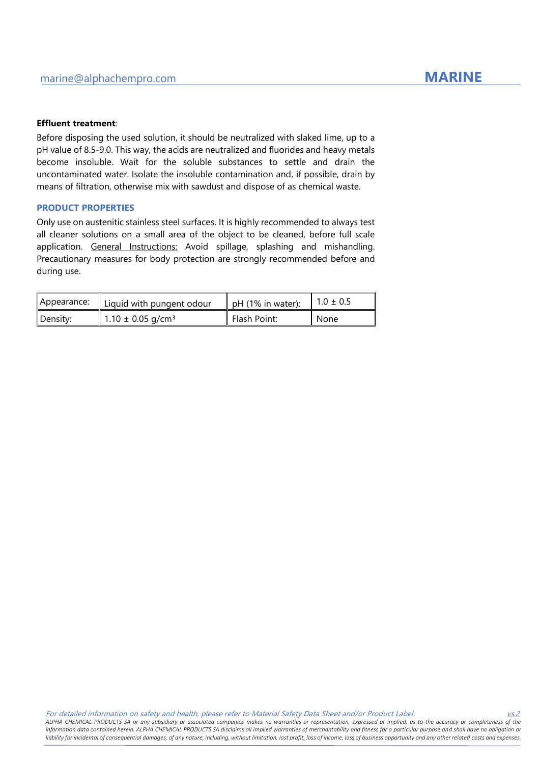**Effluent treatment**:

Before disposing the used solution, it should be neutralized with slaked lime, up to a pH value of 8.5-9.0. This way, the acids are neutralized and fluorides and heavy metals become insoluble. Wait for the soluble substances to settle and drain the uncontaminated water. Isolate the insoluble contamination and, if possible, drain by means of filtration, otherwise mix with sawdust and dispose of as chemical waste.

## PRODUCT PROPERTIES

Only use on austenitic stainless steel surfaces. It is highly recommended to always test all cleaner solutions on a small area of the object to be cleaned, before full scale application. General Instructions: Avoid spillage, splashing and mishandling. Precautionary measures for body protection are strongly recommended before and during use.

| | | | |
|---|---|---|---|
| Appearance: | Liquid with pungent odour | pH (1% in water): | 1.0 ± 0.5 |
| Density: | 1.10 ± 0.05 g/cm³ | Flash Point: | None |

*For detailed information on safety and health, please refer to Material Safety Data Sheet and/or Product Label.* vs.2

*ALPHA CHEMICAL PRODUCTS SA or any subsidiary or associated companies makes no warranties or representation, expressed or implied, as to the accuracy or completeness of the information data contained herein. ALPHA CHEMICAL PRODUCTS SA disclaims all implied warranties of merchantability and fitness for a particular purpose and shall have no obligation or liability for incidental of consequential damages, of any nature, including, without limitation, lost profit, loss of income, loss of business opportunity and any other related costs and expenses.*